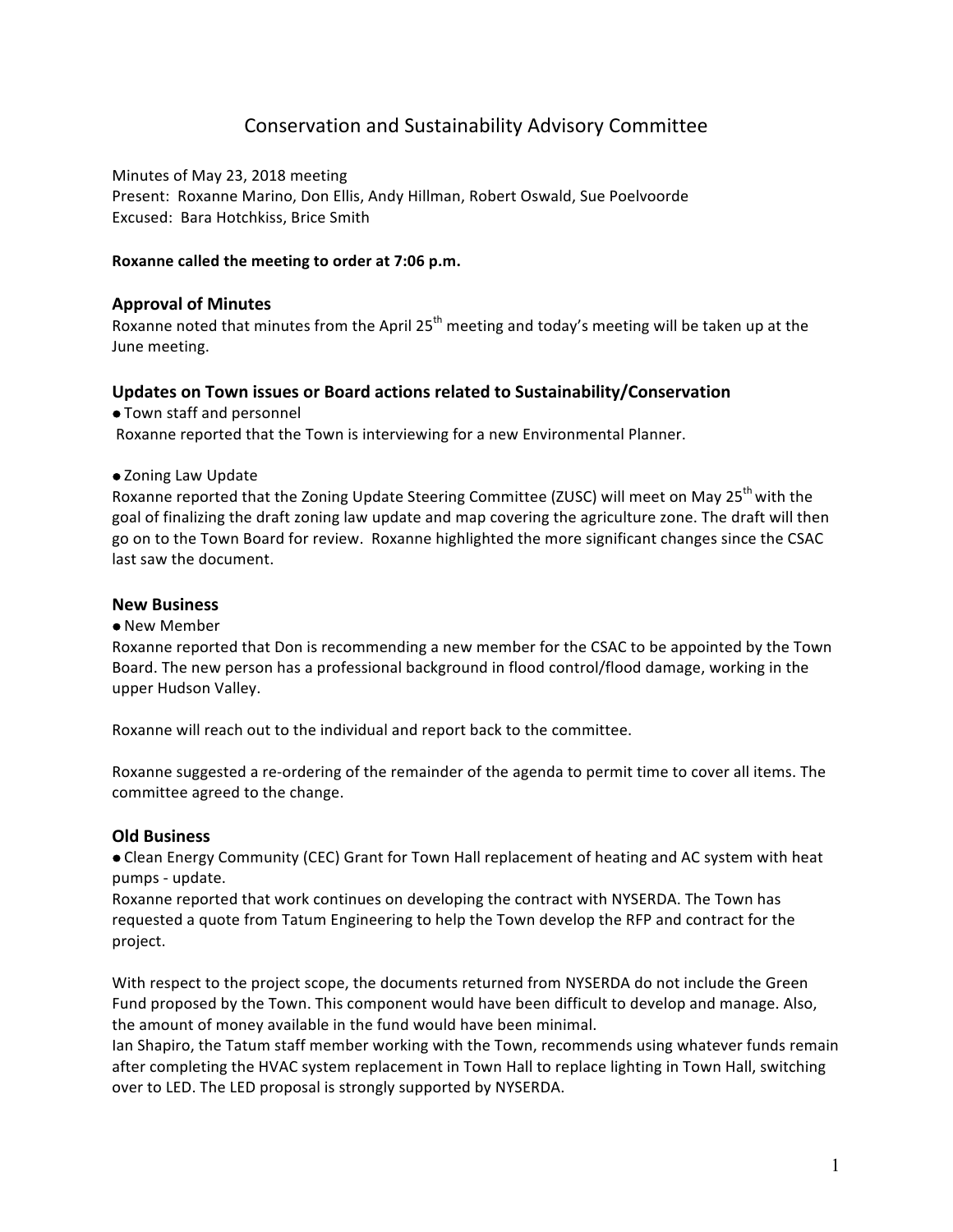# Conservation and Sustainability Advisory Committee

Minutes of May 23, 2018 meeting
Present: Roxanne Marino, Don Ellis, Andy Hillman, Robert Oswald, Sue Poelvoorde
Excused: Bara Hotchkiss, Brice Smith

**Roxanne called the meeting to order at 7:06 p.m.**

## Approval of Minutes

Roxanne noted that minutes from the April 25th meeting and today's meeting will be taken up at the June meeting.

## Updates on Town issues or Board actions related to Sustainability/Conservation

- Town staff and personnel

Roxanne reported that the Town is interviewing for a new Environmental Planner.

- Zoning Law Update

Roxanne reported that the Zoning Update Steering Committee (ZUSC) will meet on May 25th with the goal of finalizing the draft zoning law update and map covering the agriculture zone. The draft will then go on to the Town Board for review. Roxanne highlighted the more significant changes since the CSAC last saw the document.

## New Business

- New Member

Roxanne reported that Don is recommending a new member for the CSAC to be appointed by the Town Board. The new person has a professional background in flood control/flood damage, working in the upper Hudson Valley.

Roxanne will reach out to the individual and report back to the committee.

Roxanne suggested a re-ordering of the remainder of the agenda to permit time to cover all items. The committee agreed to the change.

## Old Business

- Clean Energy Community (CEC) Grant for Town Hall replacement of heating and AC system with heat pumps - update.

Roxanne reported that work continues on developing the contract with NYSERDA. The Town has requested a quote from Tatum Engineering to help the Town develop the RFP and contract for the project.

With respect to the project scope, the documents returned from NYSERDA do not include the Green Fund proposed by the Town. This component would have been difficult to develop and manage. Also, the amount of money available in the fund would have been minimal.
Ian Shapiro, the Tatum staff member working with the Town, recommends using whatever funds remain after completing the HVAC system replacement in Town Hall to replace lighting in Town Hall, switching over to LED. The LED proposal is strongly supported by NYSERDA.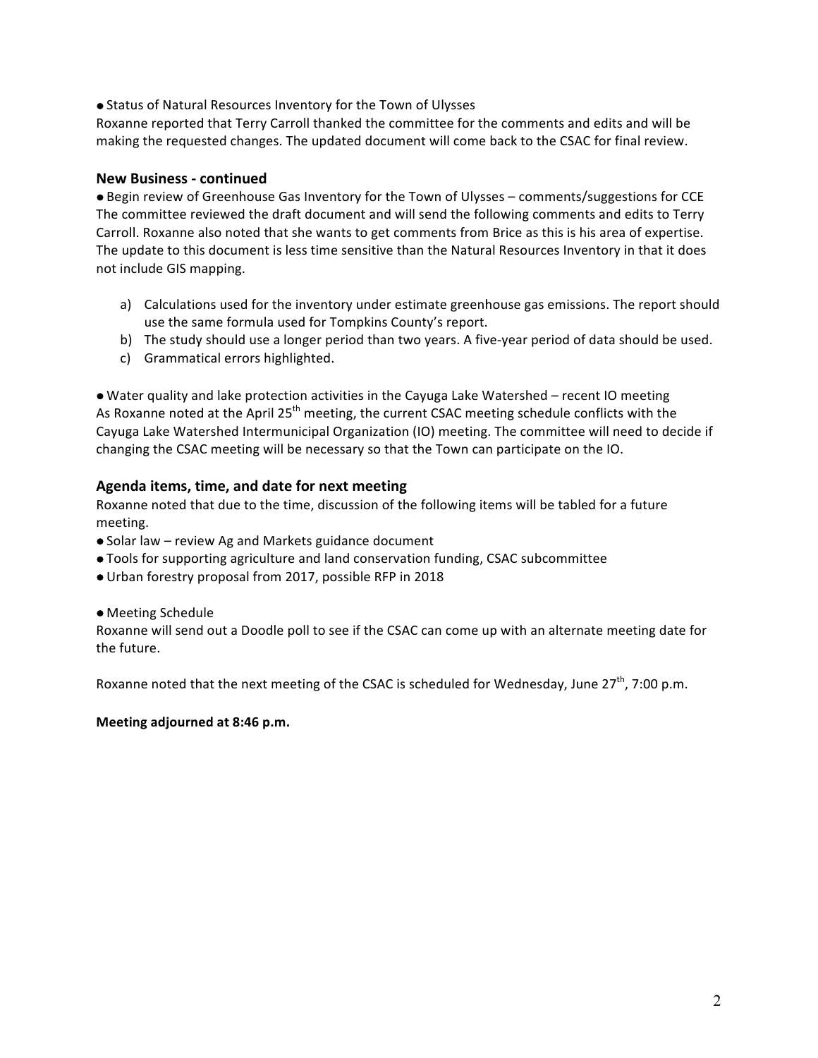● Status of Natural Resources Inventory for the Town of Ulysses

Roxanne reported that Terry Carroll thanked the committee for the comments and edits and will be making the requested changes. The updated document will come back to the CSAC for final review.

## New Business - continued

● Begin review of Greenhouse Gas Inventory for the Town of Ulysses – comments/suggestions for CCE

The committee reviewed the draft document and will send the following comments and edits to Terry Carroll. Roxanne also noted that she wants to get comments from Brice as this is his area of expertise. The update to this document is less time sensitive than the Natural Resources Inventory in that it does not include GIS mapping.

a) Calculations used for the inventory under estimate greenhouse gas emissions. The report should use the same formula used for Tompkins County's report.
b) The study should use a longer period than two years. A five-year period of data should be used.
c) Grammatical errors highlighted.

● Water quality and lake protection activities in the Cayuga Lake Watershed – recent IO meeting

As Roxanne noted at the April 25th meeting, the current CSAC meeting schedule conflicts with the Cayuga Lake Watershed Intermunicipal Organization (IO) meeting. The committee will need to decide if changing the CSAC meeting will be necessary so that the Town can participate on the IO.

## Agenda items, time, and date for next meeting

Roxanne noted that due to the time, discussion of the following items will be tabled for a future meeting.

- Solar law – review Ag and Markets guidance document
- Tools for supporting agriculture and land conservation funding, CSAC subcommittee
- Urban forestry proposal from 2017, possible RFP in 2018

● Meeting Schedule

Roxanne will send out a Doodle poll to see if the CSAC can come up with an alternate meeting date for the future.

Roxanne noted that the next meeting of the CSAC is scheduled for Wednesday, June 27th, 7:00 p.m.

**Meeting adjourned at 8:46 p.m.**